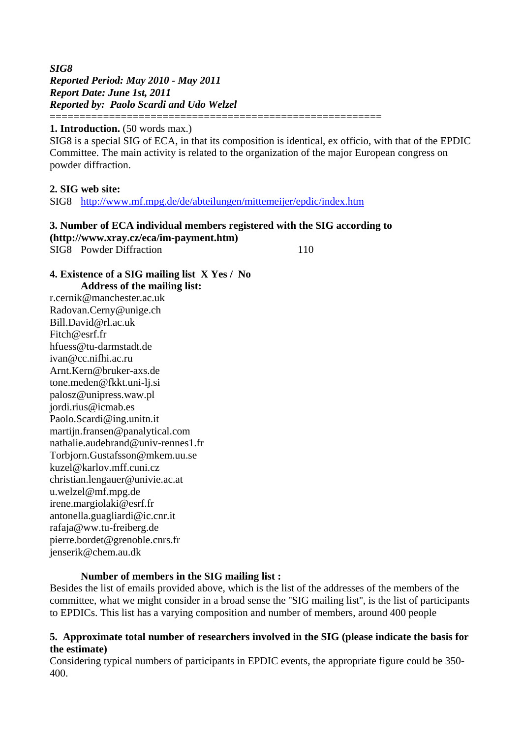***SIG8***
***Reported Period: May 2010 - May 2011***
***Report Date: June 1st, 2011***
***Reported by: Paolo Scardi and Udo Welzel***

=======================================================

**1. Introduction.** (50 words max.)

SIG8 is a special SIG of ECA, in that its composition is identical, ex officio, with that of the EPDIC Committee. The main activity is related to the organization of the major European congress on powder diffraction.

**2. SIG web site:**

SIG8 http://www.mf.mpg.de/de/abteilungen/mittemeijer/epdic/index.htm

**3. Number of ECA individual members registered with the SIG according to (http://www.xray.cz/eca/im-payment.htm)**

SIG8 Powder Diffraction 110

**4. Existence of a SIG mailing list X Yes / No**

**Address of the mailing list:**

r.cernik@manchester.ac.uk
Radovan.Cerny@unige.ch
Bill.David@rl.ac.uk
Fitch@esrf.fr
hfuess@tu-darmstadt.de
ivan@cc.nifhi.ac.ru
Arnt.Kern@bruker-axs.de
tone.meden@fkkt.uni-lj.si
palosz@unipress.waw.pl
jordi.rius@icmab.es
Paolo.Scardi@ing.unitn.it
martijn.fransen@panalytical.com
nathalie.audebrand@univ-rennes1.fr
Torbjorn.Gustafsson@mkem.uu.se
kuzel@karlov.mff.cuni.cz
christian.lengauer@univie.ac.at
u.welzel@mf.mpg.de
irene.margiolaki@esrf.fr
antonella.guagliardi@ic.cnr.it
rafaja@ww.tu-freiberg.de
pierre.bordet@grenoble.cnrs.fr
jenserik@chem.au.dk

**Number of members in the SIG mailing list :**

Besides the list of emails provided above, which is the list of the addresses of the members of the committee, what we might consider in a broad sense the "SIG mailing list", is the list of participants to EPDICs. This list has a varying composition and number of members, around 400 people

**5. Approximate total number of researchers involved in the SIG (please indicate the basis for the estimate)**

Considering typical numbers of participants in EPDIC events, the appropriate figure could be 350-400.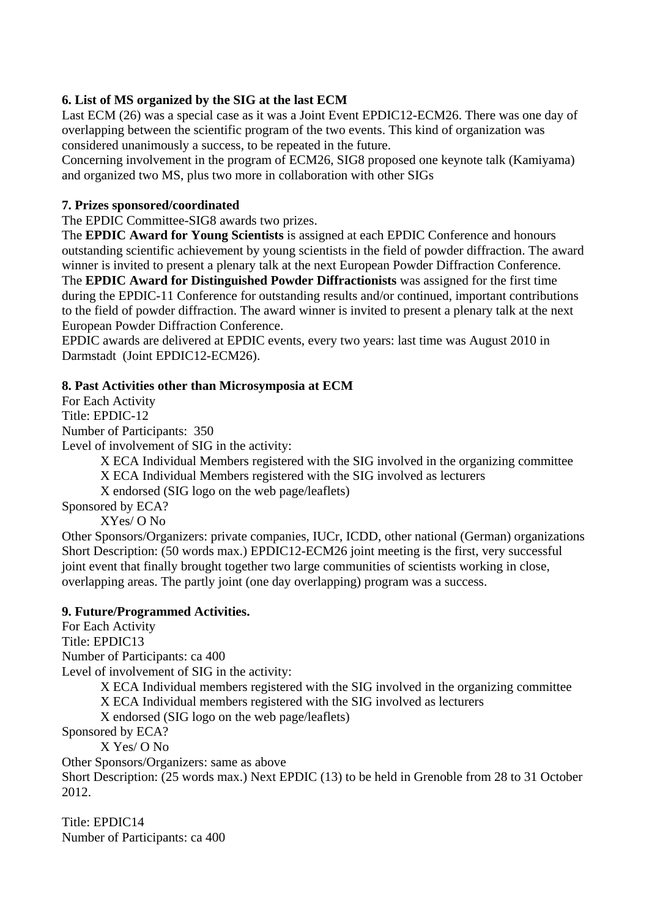**6. List of MS organized by the SIG at the last ECM**

Last ECM (26) was a special case as it was a Joint Event EPDIC12-ECM26. There was one day of overlapping between the scientific program of the two events. This kind of organization was considered unanimously a success, to be repeated in the future.

Concerning involvement in the program of ECM26, SIG8 proposed one keynote talk (Kamiyama) and organized two MS, plus two more in collaboration with other SIGs

**7. Prizes sponsored/coordinated**

The EPDIC Committee-SIG8 awards two prizes.

The **EPDIC Award for Young Scientists** is assigned at each EPDIC Conference and honours outstanding scientific achievement by young scientists in the field of powder diffraction. The award winner is invited to present a plenary talk at the next European Powder Diffraction Conference.

The **EPDIC Award for Distinguished Powder Diffractionists** was assigned for the first time during the EPDIC-11 Conference for outstanding results and/or continued, important contributions to the field of powder diffraction. The award winner is invited to present a plenary talk at the next European Powder Diffraction Conference.

EPDIC awards are delivered at EPDIC events, every two years: last time was August 2010 in Darmstadt (Joint EPDIC12-ECM26).

**8. Past Activities other than Microsymposia at ECM**

For Each Activity

Title: EPDIC-12

Number of Participants: 350

Level of involvement of SIG in the activity:

X ECA Individual Members registered with the SIG involved in the organizing committee

X ECA Individual Members registered with the SIG involved as lecturers

X endorsed (SIG logo on the web page/leaflets)

Sponsored by ECA?

XYes/ O No

Other Sponsors/Organizers: private companies, IUCr, ICDD, other national (German) organizations

Short Description: (50 words max.) EPDIC12-ECM26 joint meeting is the first, very successful joint event that finally brought together two large communities of scientists working in close, overlapping areas. The partly joint (one day overlapping) program was a success.

**9. Future/Programmed Activities.**

For Each Activity

Title: EPDIC13

Number of Participants: ca 400

Level of involvement of SIG in the activity:

X ECA Individual members registered with the SIG involved in the organizing committee

X ECA Individual members registered with the SIG involved as lecturers

X endorsed (SIG logo on the web page/leaflets)

Sponsored by ECA?

X Yes/ O No

Other Sponsors/Organizers: same as above

Short Description: (25 words max.) Next EPDIC (13) to be held in Grenoble from 28 to 31 October 2012.

Title: EPDIC14

Number of Participants: ca 400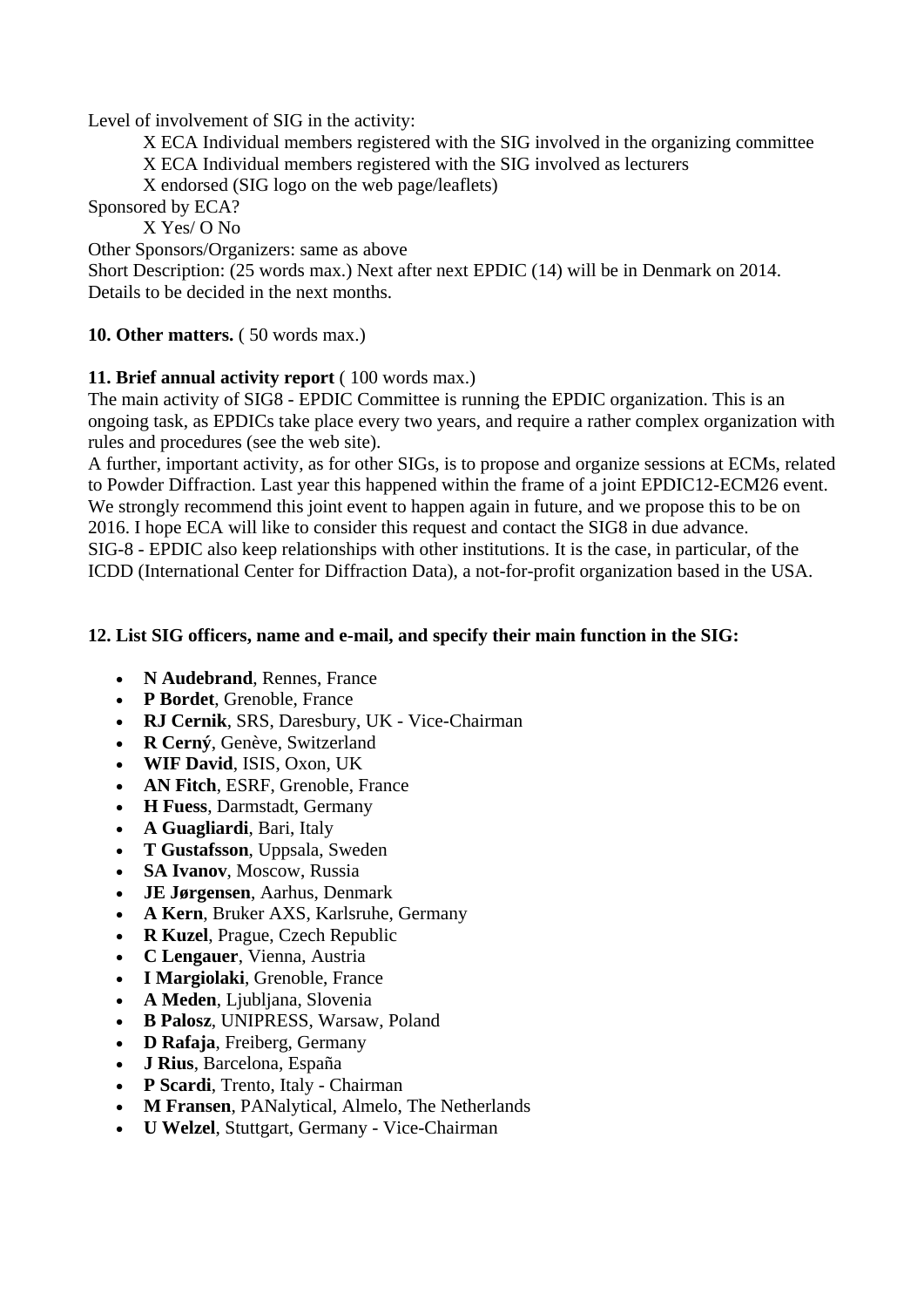Level of involvement of SIG in the activity:

X ECA Individual members registered with the SIG involved in the organizing committee
X ECA Individual members registered with the SIG involved as lecturers
X endorsed (SIG logo on the web page/leaflets)

Sponsored by ECA?

X Yes/ O No

Other Sponsors/Organizers: same as above

Short Description: (25 words max.) Next after next EPDIC (14) will be in Denmark on 2014. Details to be decided in the next months.

**10. Other matters.** ( 50 words max.)

**11. Brief annual activity report** ( 100 words max.)

The main activity of SIG8 - EPDIC Committee is running the EPDIC organization. This is an ongoing task, as EPDICs take place every two years, and require a rather complex organization with rules and procedures (see the web site).

A further, important activity, as for other SIGs, is to propose and organize sessions at ECMs, related to Powder Diffraction. Last year this happened within the frame of a joint EPDIC12-ECM26 event. We strongly recommend this joint event to happen again in future, and we propose this to be on 2016. I hope ECA will like to consider this request and contact the SIG8 in due advance.

SIG-8 - EPDIC also keep relationships with other institutions. It is the case, in particular, of the ICDD (International Center for Diffraction Data), a not-for-profit organization based in the USA.

**12. List SIG officers, name and e-mail, and specify their main function in the SIG:**

- **N Audebrand**, Rennes, France
- **P Bordet**, Grenoble, France
- **RJ Cernik**, SRS, Daresbury, UK - Vice-Chairman
- **R Cerný**, Genève, Switzerland
- **WIF David**, ISIS, Oxon, UK
- **AN Fitch**, ESRF, Grenoble, France
- **H Fuess**, Darmstadt, Germany
- **A Guagliardi**, Bari, Italy
- **T Gustafsson**, Uppsala, Sweden
- **SA Ivanov**, Moscow, Russia
- **JE Jørgensen**, Aarhus, Denmark
- **A Kern**, Bruker AXS, Karlsruhe, Germany
- **R Kuzel**, Prague, Czech Republic
- **C Lengauer**, Vienna, Austria
- **I Margiolaki**, Grenoble, France
- **A Meden**, Ljubljana, Slovenia
- **B Palosz**, UNIPRESS, Warsaw, Poland
- **D Rafaja**, Freiberg, Germany
- **J Rius**, Barcelona, España
- **P Scardi**, Trento, Italy - Chairman
- **M Fransen**, PANalytical, Almelo, The Netherlands
- **U Welzel**, Stuttgart, Germany - Vice-Chairman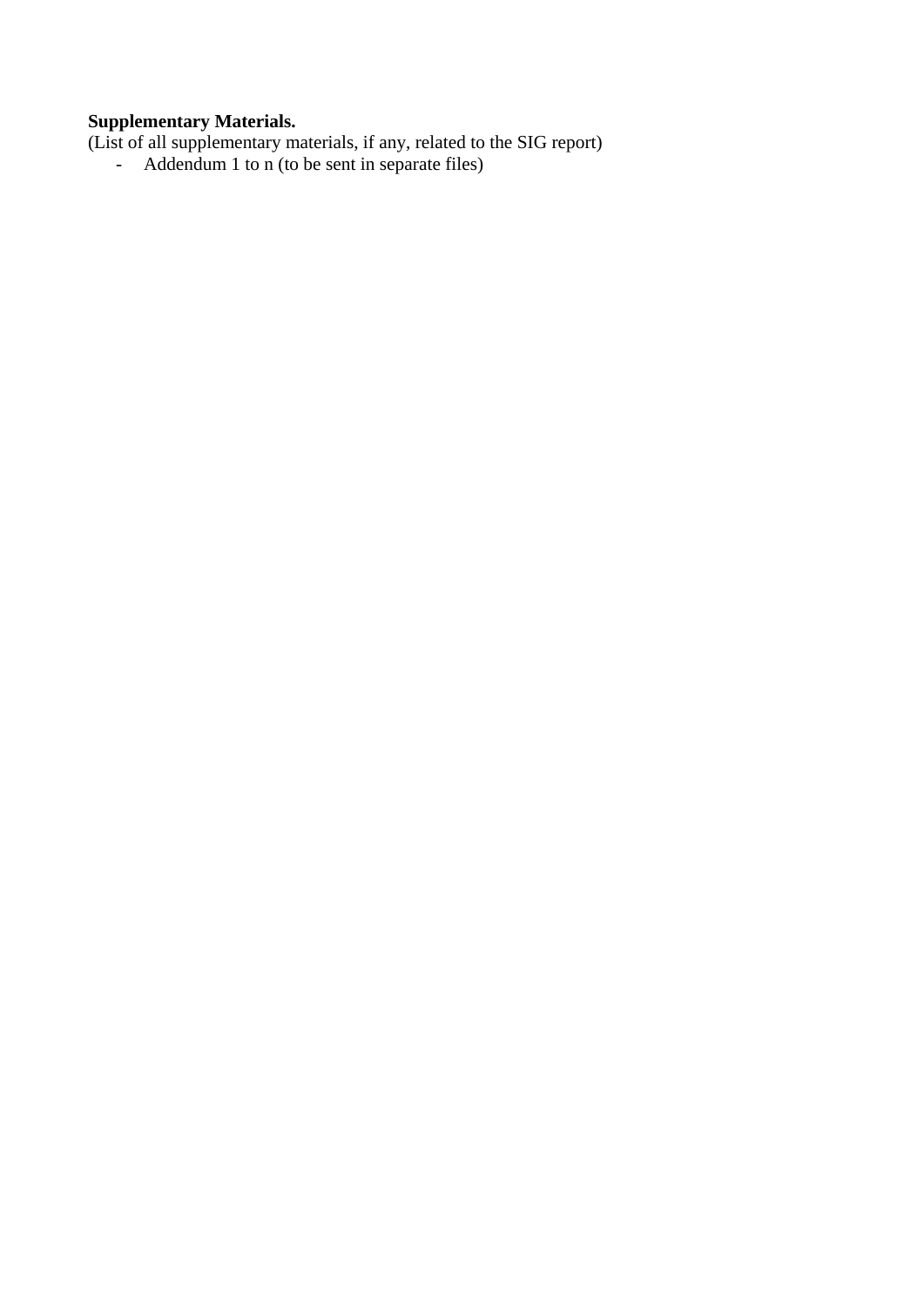**Supplementary Materials.**

(List of all supplementary materials, if any, related to the SIG report)

- Addendum 1 to n (to be sent in separate files)